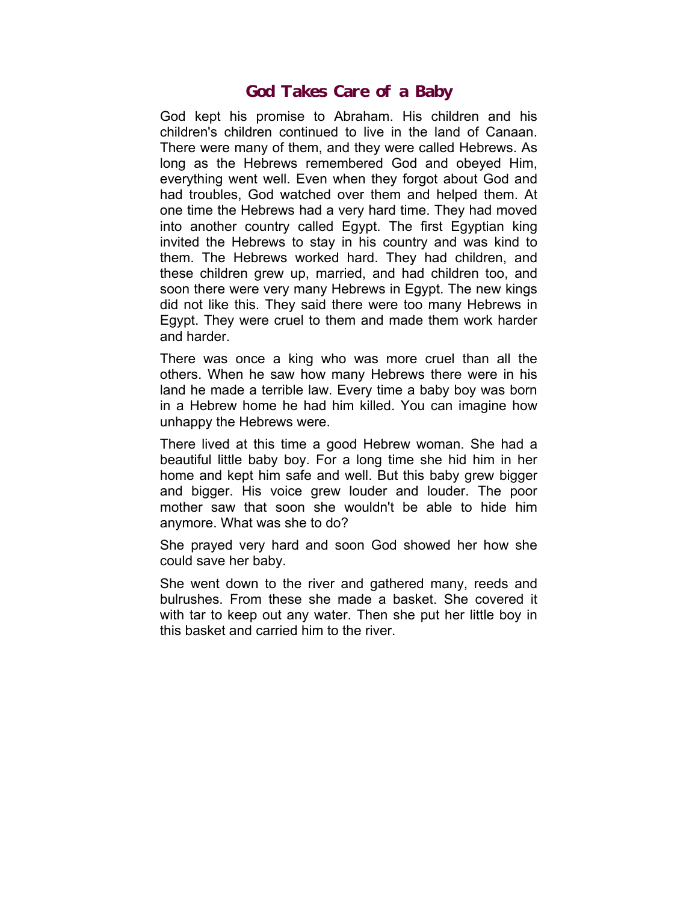# God Takes Care of a Baby

God kept his promise to Abraham. His children and his children's children continued to live in the land of Canaan. There were many of them, and they were called Hebrews. As long as the Hebrews remembered God and obeyed Him, everything went well. Even when they forgot about God and had troubles, God watched over them and helped them. At one time the Hebrews had a very hard time. They had moved into another country called Egypt. The first Egyptian king invited the Hebrews to stay in his country and was kind to them. The Hebrews worked hard. They had children, and these children grew up, married, and had children too, and soon there were very many Hebrews in Egypt. The new kings did not like this. They said there were too many Hebrews in Egypt. They were cruel to them and made them work harder and harder.

There was once a king who was more cruel than all the others. When he saw how many Hebrews there were in his land he made a terrible law. Every time a baby boy was born in a Hebrew home he had him killed. You can imagine how unhappy the Hebrews were.

There lived at this time a good Hebrew woman. She had a beautiful little baby boy. For a long time she hid him in her home and kept him safe and well. But this baby grew bigger and bigger. His voice grew louder and louder. The poor mother saw that soon she wouldn't be able to hide him anymore. What was she to do?

She prayed very hard and soon God showed her how she could save her baby.

She went down to the river and gathered many, reeds and bulrushes. From these she made a basket. She covered it with tar to keep out any water. Then she put her little boy in this basket and carried him to the river.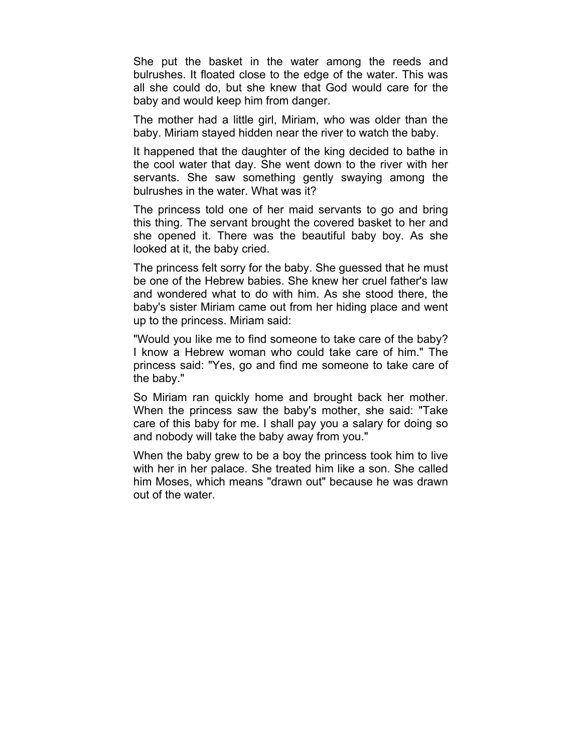She put the basket in the water among the reeds and bulrushes. It floated close to the edge of the water. This was all she could do, but she knew that God would care for the baby and would keep him from danger.

The mother had a little girl, Miriam, who was older than the baby. Miriam stayed hidden near the river to watch the baby.

It happened that the daughter of the king decided to bathe in the cool water that day. She went down to the river with her servants. She saw something gently swaying among the bulrushes in the water. What was it?

The princess told one of her maid servants to go and bring this thing. The servant brought the covered basket to her and she opened it. There was the beautiful baby boy. As she looked at it, the baby cried.

The princess felt sorry for the baby. She guessed that he must be one of the Hebrew babies. She knew her cruel father's law and wondered what to do with him. As she stood there, the baby's sister Miriam came out from her hiding place and went up to the princess. Miriam said:

"Would you like me to find someone to take care of the baby? I know a Hebrew woman who could take care of him." The princess said: "Yes, go and find me someone to take care of the baby."

So Miriam ran quickly home and brought back her mother. When the princess saw the baby's mother, she said: "Take care of this baby for me. I shall pay you a salary for doing so and nobody will take the baby away from you."

When the baby grew to be a boy the princess took him to live with her in her palace. She treated him like a son. She called him Moses, which means "drawn out" because he was drawn out of the water.